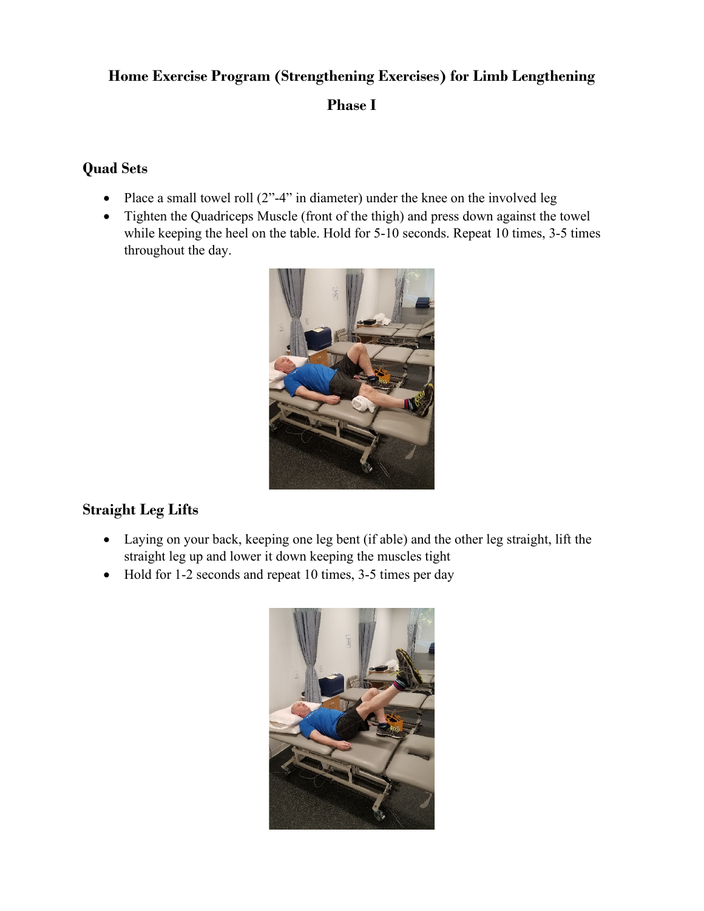# Home Exercise Program (Strengthening Exercises) for Limb Lengthening

## Phase I

### Quad Sets

- Place a small towel roll (2”-4” in diameter) under the knee on the involved leg
- Tighten the Quadriceps Muscle (front of the thigh) and press down against the towel while keeping the heel on the table. Hold for 5-10 seconds. Repeat 10 times, 3-5 times throughout the day.

### Straight Leg Lifts

- Laying on your back, keeping one leg bent (if able) and the other leg straight, lift the straight leg up and lower it down keeping the muscles tight
- Hold for 1-2 seconds and repeat 10 times, 3-5 times per day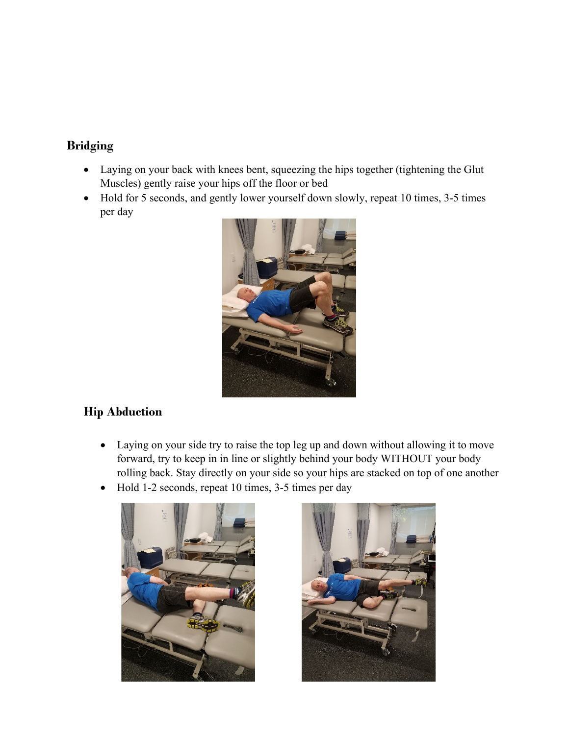## Bridging

- Laying on your back with knees bent, squeezing the hips together (tightening the Glut Muscles) gently raise your hips off the floor or bed
- Hold for 5 seconds, and gently lower yourself down slowly, repeat 10 times, 3-5 times per day

## Hip Abduction

- Laying on your side try to raise the top leg up and down without allowing it to move forward, try to keep in in line or slightly behind your body WITHOUT your body rolling back. Stay directly on your side so your hips are stacked on top of one another
- Hold 1-2 seconds, repeat 10 times, 3-5 times per day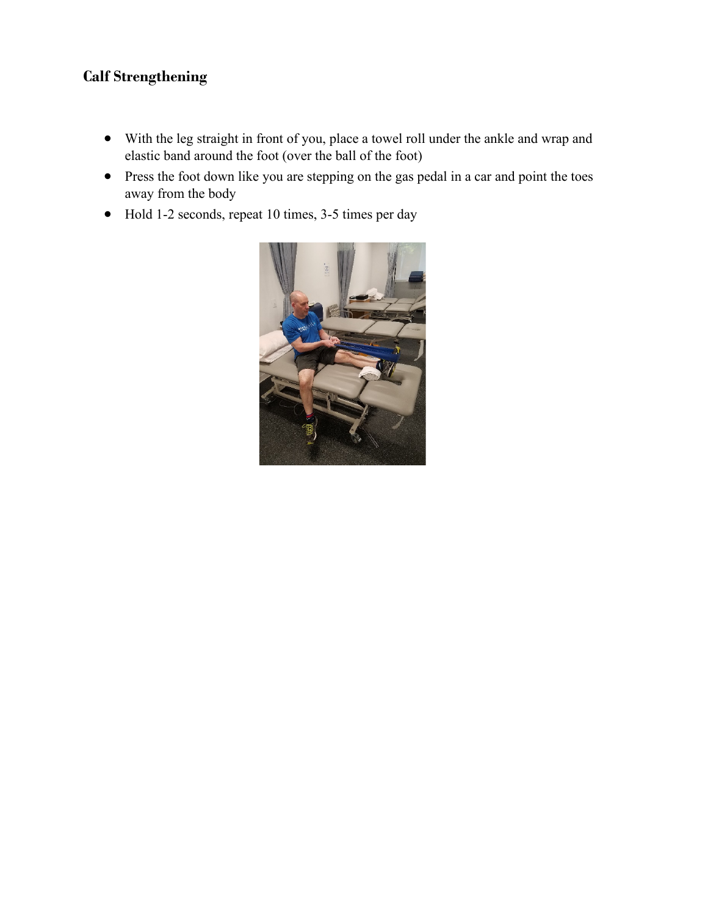## Calf Strengthening

- With the leg straight in front of you, place a towel roll under the ankle and wrap and elastic band around the foot (over the ball of the foot)
- Press the foot down like you are stepping on the gas pedal in a car and point the toes away from the body
- Hold 1-2 seconds, repeat 10 times, 3-5 times per day